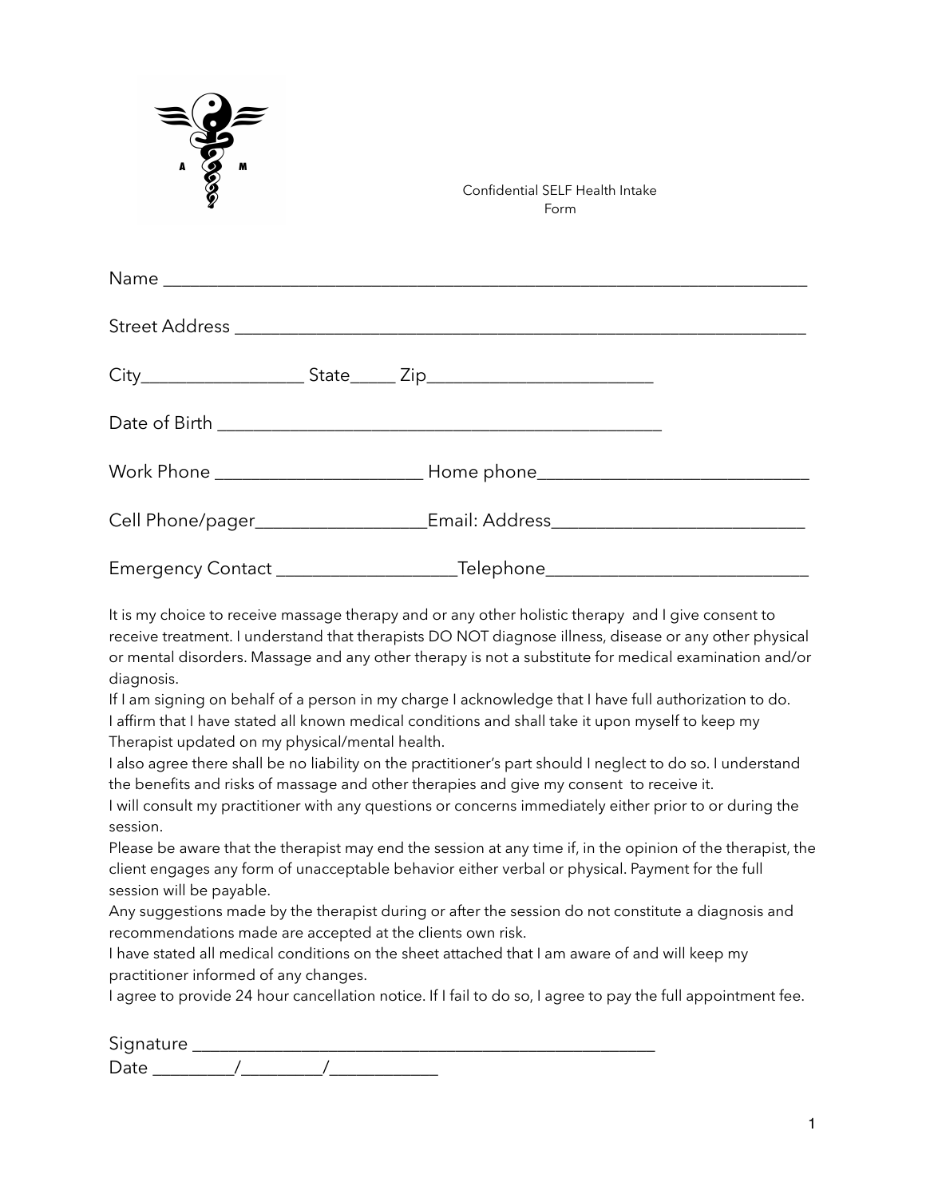Confidential SELF Health Intake Form

Name ___________________________________________________________________________

Street Address _________________________________________________________________

City__________________ State_____ Zip________________________

Date of Birth ___________________________________________________

Work Phone ______________________ Home phone____________________________

Cell Phone/pager__________________Email: Address___________________________

Emergency Contact ___________________Telephone____________________________

It is my choice to receive massage therapy and or any other holistic therapy and I give consent to receive treatment. I understand that therapists DO NOT diagnose illness, disease or any other physical or mental disorders. Massage and any other therapy is not a substitute for medical examination and/or diagnosis.

If I am signing on behalf of a person in my charge I acknowledge that I have full authorization to do.

I affirm that I have stated all known medical conditions and shall take it upon myself to keep my Therapist updated on my physical/mental health.

I also agree there shall be no liability on the practitioner's part should I neglect to do so. I understand the benefits and risks of massage and other therapies and give my consent to receive it.

I will consult my practitioner with any questions or concerns immediately either prior to or during the session.

Please be aware that the therapist may end the session at any time if, in the opinion of the therapist, the client engages any form of unacceptable behavior either verbal or physical. Payment for the full session will be payable.

Any suggestions made by the therapist during or after the session do not constitute a diagnosis and recommendations made are accepted at the clients own risk.

I have stated all medical conditions on the sheet attached that I am aware of and will keep my practitioner informed of any changes.

I agree to provide 24 hour cancellation notice. If I fail to do so, I agree to pay the full appointment fee.

Signature ______________________________________________________

Date _________/_________/____________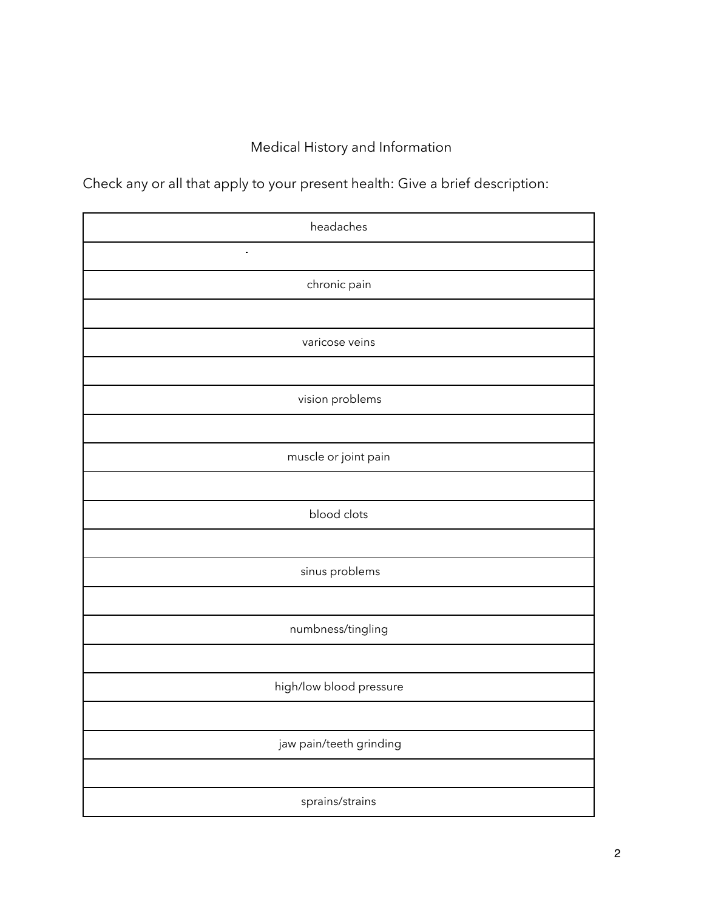Medical History and Information

Check any or all that apply to your present health: Give a brief description:

| headaches |
|---|
| |
| chronic pain |
| |
| varicose veins |
| |
| vision problems |
| |
| muscle or joint pain |
| |
| blood clots |
| |
| sinus problems |
| |
| numbness/tingling |
| |
| high/low blood pressure |
| |
| jaw pain/teeth grinding |
| |
| sprains/strains |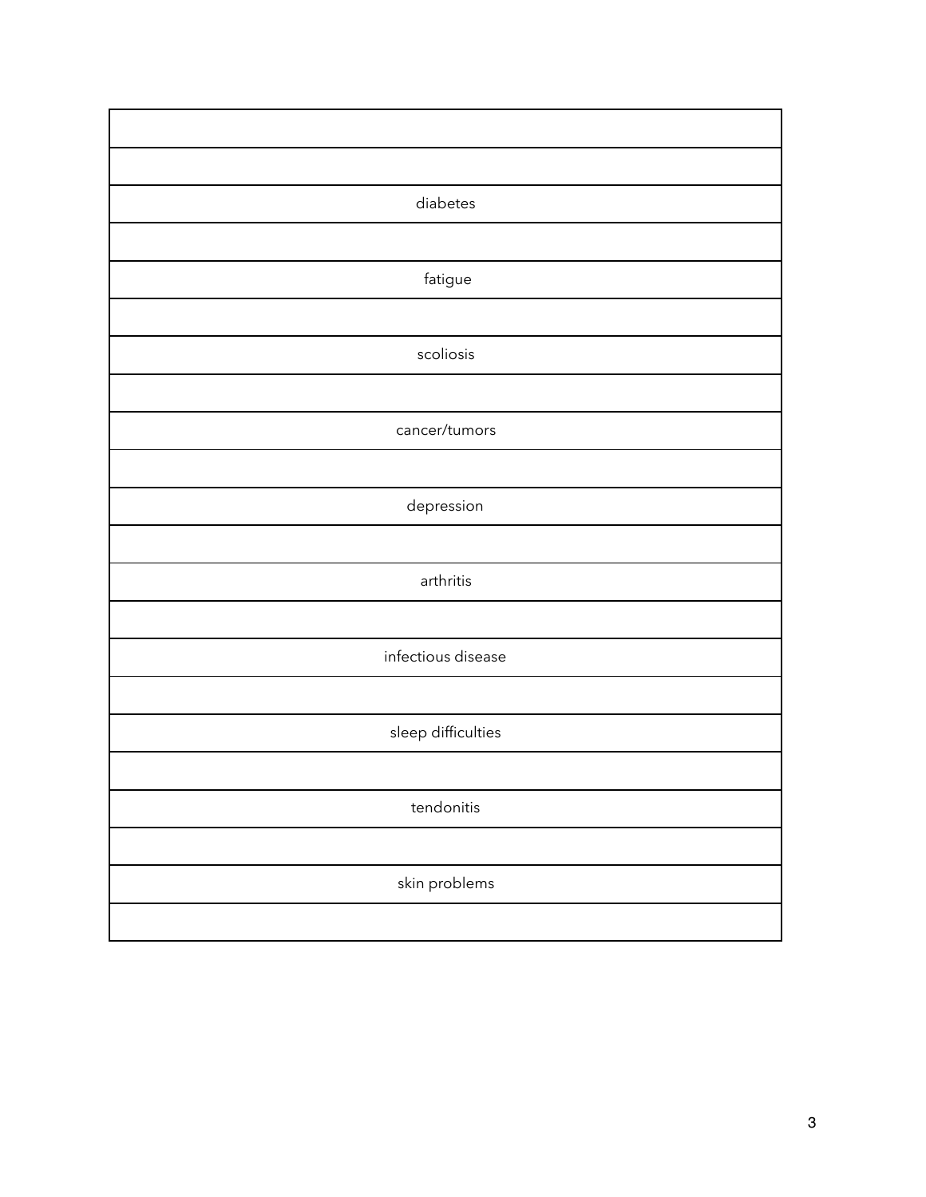| |
|---|
| |
| diabetes |
| |
| fatigue |
| |
| scoliosis |
| |
| cancer/tumors |
| |
| depression |
| |
| arthritis |
| |
| infectious disease |
| |
| sleep difficulties |
| |
| tendonitis |
| |
| skin problems |
| |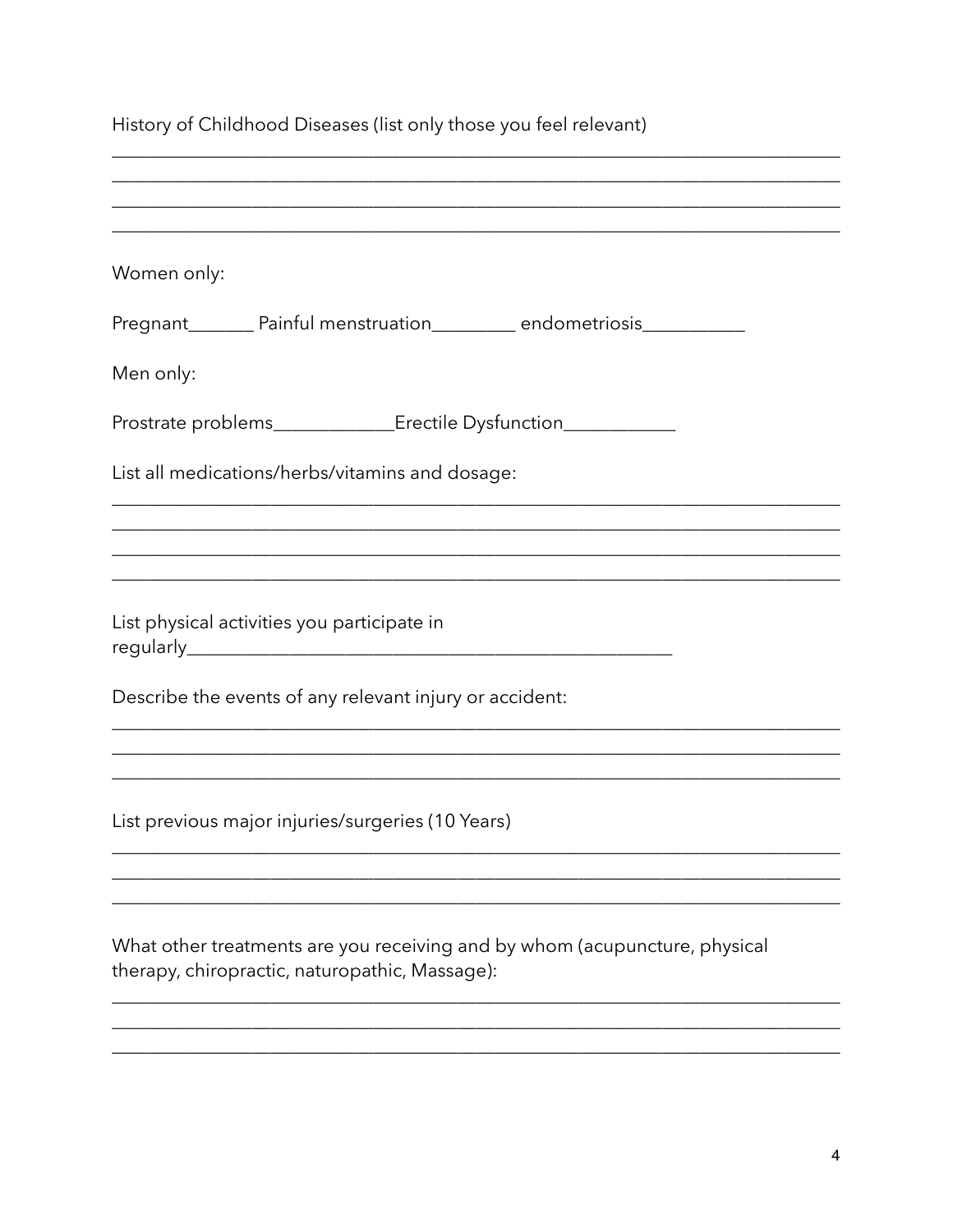History of Childhood Diseases (list only those you feel relevant)

______________________________________________________________________________
______________________________________________________________________________
______________________________________________________________________________
______________________________________________________________________________

Women only:

Pregnant_______ Painful menstruation_________ endometriosis___________

Men only:

Prostrate problems_____________Erectile Dysfunction____________

List all medications/herbs/vitamins and dosage:

______________________________________________________________________________
______________________________________________________________________________
______________________________________________________________________________
______________________________________________________________________________

List physical activities you participate in regularly_____________________________________________________

Describe the events of any relevant injury or accident:

______________________________________________________________________________
______________________________________________________________________________
______________________________________________________________________________

List previous major injuries/surgeries (10 Years)

______________________________________________________________________________
______________________________________________________________________________
______________________________________________________________________________

What other treatments are you receiving and by whom (acupuncture, physical therapy, chiropractic, naturopathic, Massage):

______________________________________________________________________________
______________________________________________________________________________
______________________________________________________________________________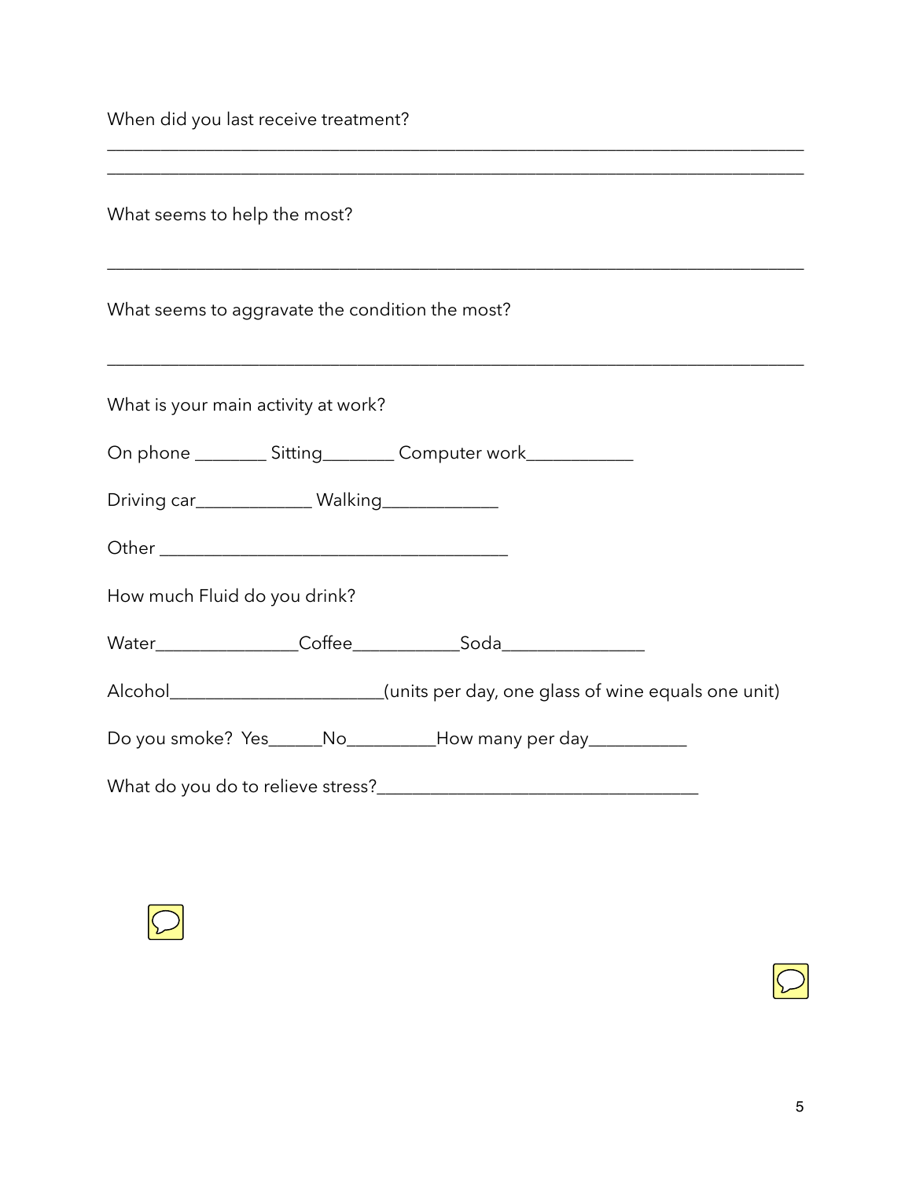When did you last receive treatment?

________________________________________________________________________________
________________________________________________________________________________

What seems to help the most?

________________________________________________________________________________

What seems to aggravate the condition the most?

________________________________________________________________________________

What is your main activity at work?

On phone ________ Sitting________ Computer work____________

Driving car_____________ Walking_____________

Other _______________________________________

How much Fluid do you drink?

Water________________Coffee____________Soda________________

Alcohol_______________________(units per day, one glass of wine equals one unit)

Do you smoke? Yes______No__________How many per day___________

What do you do to relieve stress?_____________________________________